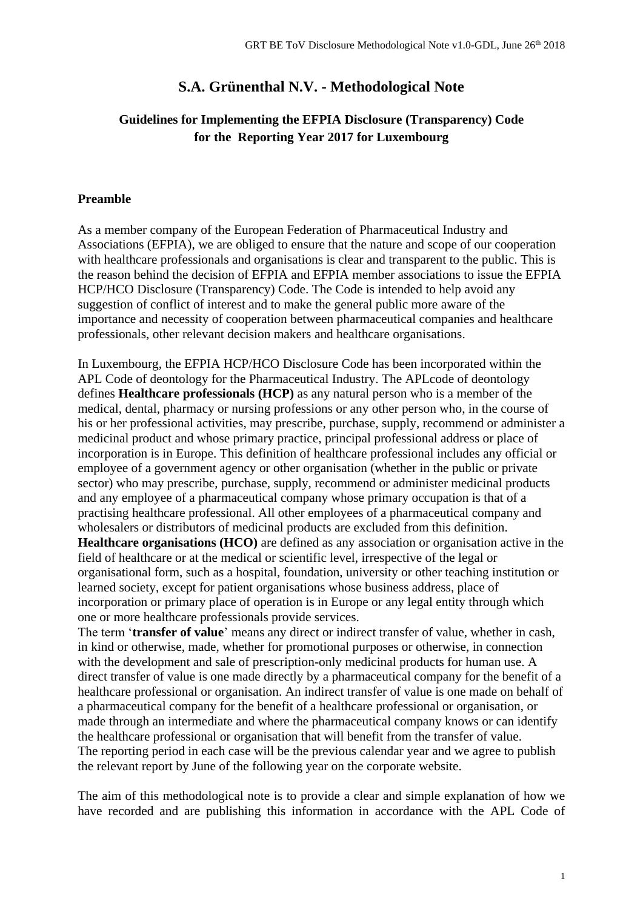# S.A. Grünenthal N.V. - Methodological Note

## Guidelines for Implementing the EFPIA Disclosure (Transparency) Code for the Reporting Year 2017 for Luxembourg

### Preamble

As a member company of the European Federation of Pharmaceutical Industry and Associations (EFPIA), we are obliged to ensure that the nature and scope of our cooperation with healthcare professionals and organisations is clear and transparent to the public. This is the reason behind the decision of EFPIA and EFPIA member associations to issue the EFPIA HCP/HCO Disclosure (Transparency) Code. The Code is intended to help avoid any suggestion of conflict of interest and to make the general public more aware of the importance and necessity of cooperation between pharmaceutical companies and healthcare professionals, other relevant decision makers and healthcare organisations.

In Luxembourg, the EFPIA HCP/HCO Disclosure Code has been incorporated within the APL Code of deontology for the Pharmaceutical Industry. The APLcode of deontology defines **Healthcare professionals (HCP)** as any natural person who is a member of the medical, dental, pharmacy or nursing professions or any other person who, in the course of his or her professional activities, may prescribe, purchase, supply, recommend or administer a medicinal product and whose primary practice, principal professional address or place of incorporation is in Europe. This definition of healthcare professional includes any official or employee of a government agency or other organisation (whether in the public or private sector) who may prescribe, purchase, supply, recommend or administer medicinal products and any employee of a pharmaceutical company whose primary occupation is that of a practising healthcare professional. All other employees of a pharmaceutical company and wholesalers or distributors of medicinal products are excluded from this definition.
**Healthcare organisations (HCO)** are defined as any association or organisation active in the field of healthcare or at the medical or scientific level, irrespective of the legal or organisational form, such as a hospital, foundation, university or other teaching institution or learned society, except for patient organisations whose business address, place of incorporation or primary place of operation is in Europe or any legal entity through which one or more healthcare professionals provide services.
The term '**transfer of value**' means any direct or indirect transfer of value, whether in cash, in kind or otherwise, made, whether for promotional purposes or otherwise, in connection with the development and sale of prescription-only medicinal products for human use. A direct transfer of value is one made directly by a pharmaceutical company for the benefit of a healthcare professional or organisation. An indirect transfer of value is one made on behalf of a pharmaceutical company for the benefit of a healthcare professional or organisation, or made through an intermediate and where the pharmaceutical company knows or can identify the healthcare professional or organisation that will benefit from the transfer of value.
The reporting period in each case will be the previous calendar year and we agree to publish the relevant report by June of the following year on the corporate website.

The aim of this methodological note is to provide a clear and simple explanation of how we have recorded and are publishing this information in accordance with the APL Code of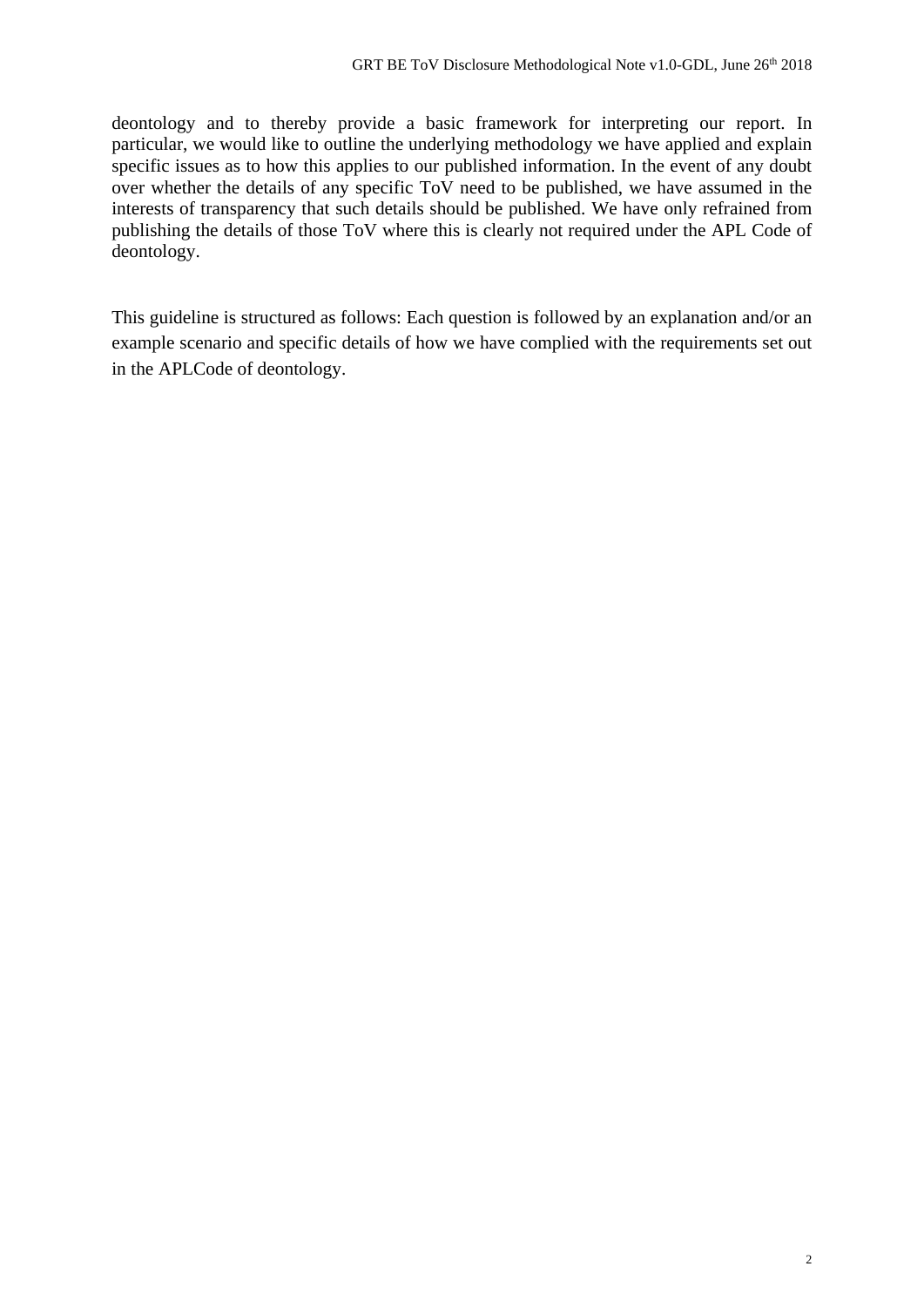deontology and to thereby provide a basic framework for interpreting our report. In particular, we would like to outline the underlying methodology we have applied and explain specific issues as to how this applies to our published information. In the event of any doubt over whether the details of any specific ToV need to be published, we have assumed in the interests of transparency that such details should be published. We have only refrained from publishing the details of those ToV where this is clearly not required under the APL Code of deontology.

This guideline is structured as follows: Each question is followed by an explanation and/or an example scenario and specific details of how we have complied with the requirements set out in the APLCode of deontology.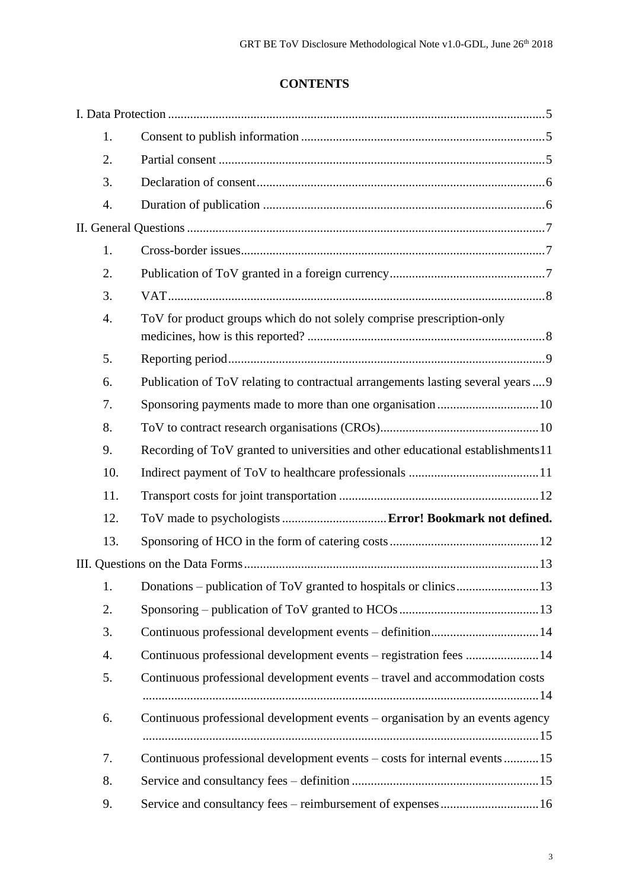# CONTENTS

I. Data Protection ........................................................................................................................5

1. Consent to publish information ............................................................................5
2. Partial consent ......................................................................................................5
3. Declaration of consent..........................................................................................6
4. Duration of publication ........................................................................................6

II. General Questions .................................................................................................................7

1. Cross-border issues...............................................................................................7
2. Publication of ToV granted in a foreign currency.................................................7
3. VAT......................................................................................................................8
4. ToV for product groups which do not solely comprise prescription-only medicines, how is this reported? ..........................................................................8
5. Reporting period...................................................................................................9
6. Publication of ToV relating to contractual arrangements lasting several years....9
7. Sponsoring payments made to more than one organisation................................10
8. ToV to contract research organisations (CROs)..................................................10
9. Recording of ToV granted to universities and other educational establishments11
10. Indirect payment of ToV to healthcare professionals .........................................11
11. Transport costs for joint transportation ..............................................................12
12. ToV made to psychologists ................................**Error! Bookmark not defined.**
13. Sponsoring of HCO in the form of catering costs...............................................12

III. Questions on the Data Forms.............................................................................................13

1. Donations – publication of ToV granted to hospitals or clinics..........................13
2. Sponsoring – publication of ToV granted to HCOs............................................13
3. Continuous professional development events – definition.................................14
4. Continuous professional development events – registration fees .......................14
5. Continuous professional development events – travel and accommodation costs ..........................................................................................................................14
6. Continuous professional development events – organisation by an events agency ..........................................................................................................................15
7. Continuous professional development events – costs for internal events...........15
8. Service and consultancy fees – definition ..........................................................15
9. Service and consultancy fees – reimbursement of expenses...............................16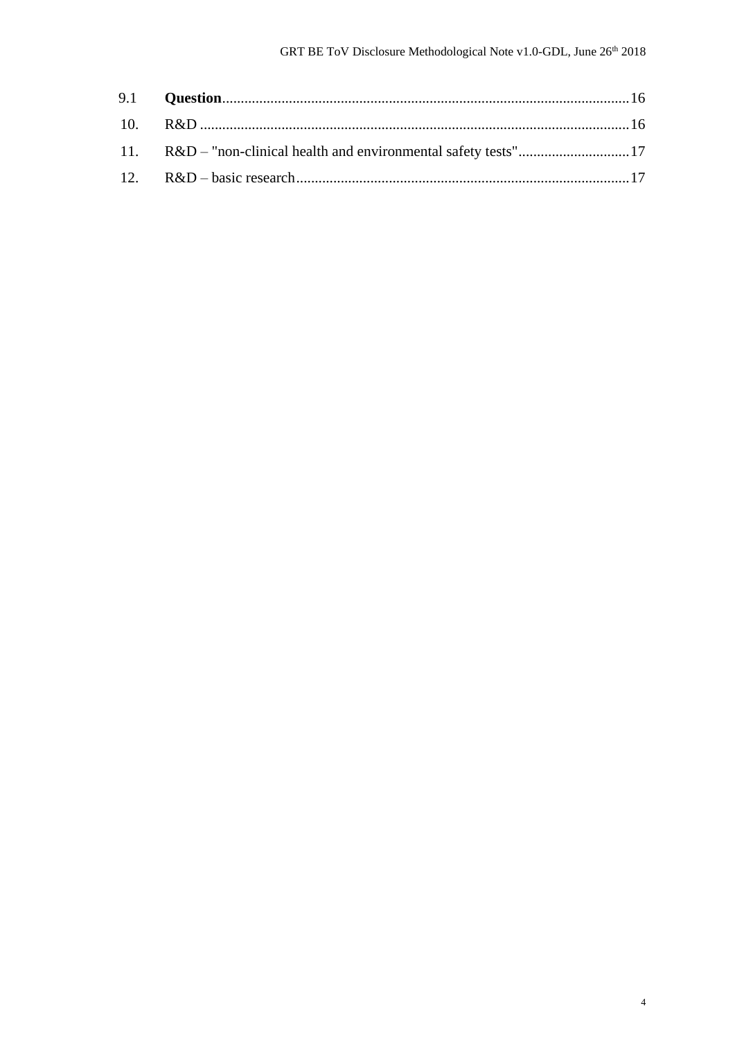9.1 **Question**............................................................................................................16

10. R&D ..................................................................................................................16

11. R&D – "non-clinical health and environmental safety tests"..............................17

12. R&D – basic research..........................................................................................17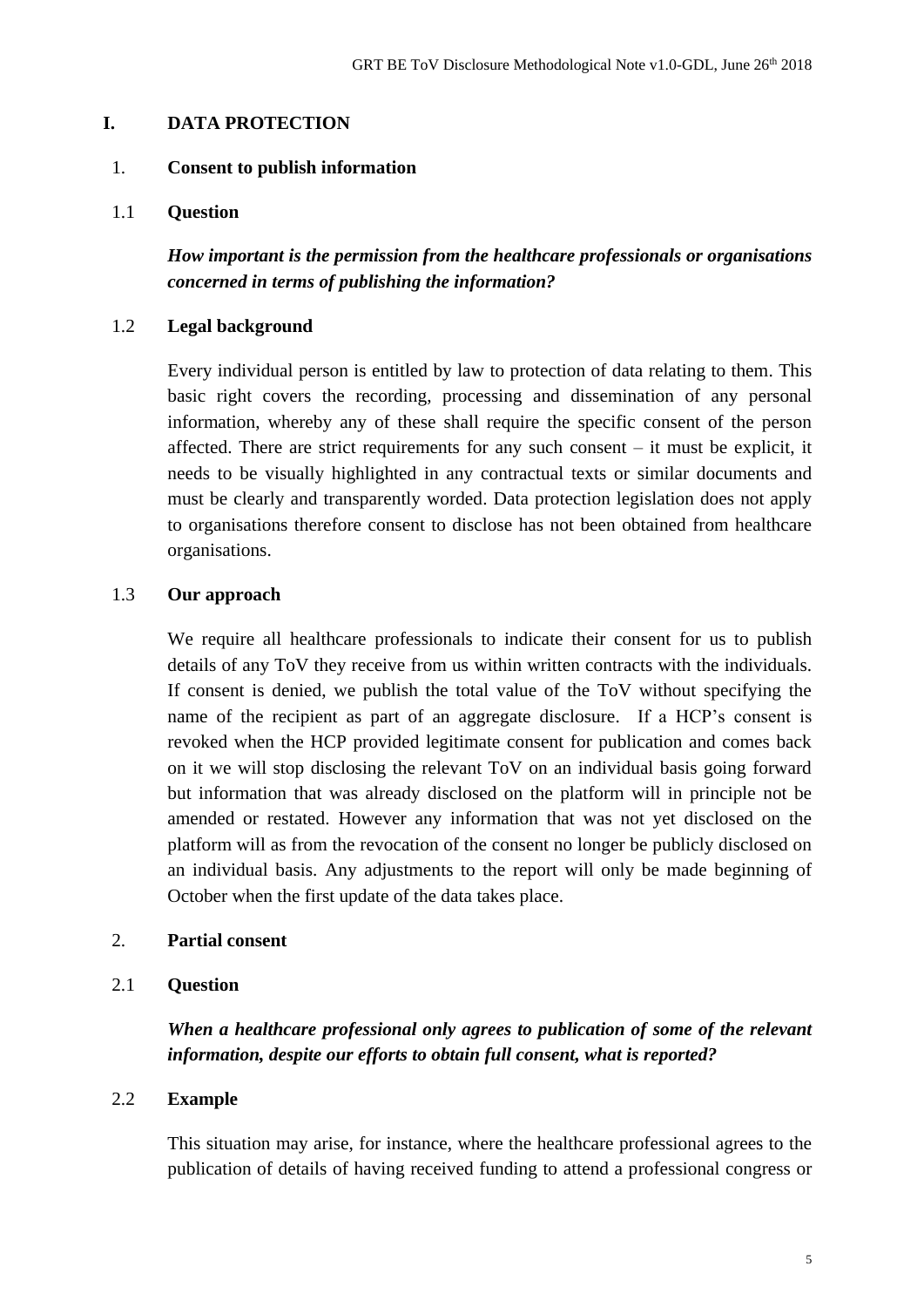# I. DATA PROTECTION

## 1. Consent to publish information

### 1.1 Question

***How important is the permission from the healthcare professionals or organisations concerned in terms of publishing the information?***

### 1.2 Legal background

Every individual person is entitled by law to protection of data relating to them. This basic right covers the recording, processing and dissemination of any personal information, whereby any of these shall require the specific consent of the person affected. There are strict requirements for any such consent – it must be explicit, it needs to be visually highlighted in any contractual texts or similar documents and must be clearly and transparently worded. Data protection legislation does not apply to organisations therefore consent to disclose has not been obtained from healthcare organisations.

### 1.3 Our approach

We require all healthcare professionals to indicate their consent for us to publish details of any ToV they receive from us within written contracts with the individuals. If consent is denied, we publish the total value of the ToV without specifying the name of the recipient as part of an aggregate disclosure. If a HCP's consent is revoked when the HCP provided legitimate consent for publication and comes back on it we will stop disclosing the relevant ToV on an individual basis going forward but information that was already disclosed on the platform will in principle not be amended or restated. However any information that was not yet disclosed on the platform will as from the revocation of the consent no longer be publicly disclosed on an individual basis. Any adjustments to the report will only be made beginning of October when the first update of the data takes place.

## 2. Partial consent

### 2.1 Question

***When a healthcare professional only agrees to publication of some of the relevant information, despite our efforts to obtain full consent, what is reported?***

### 2.2 Example

This situation may arise, for instance, where the healthcare professional agrees to the publication of details of having received funding to attend a professional congress or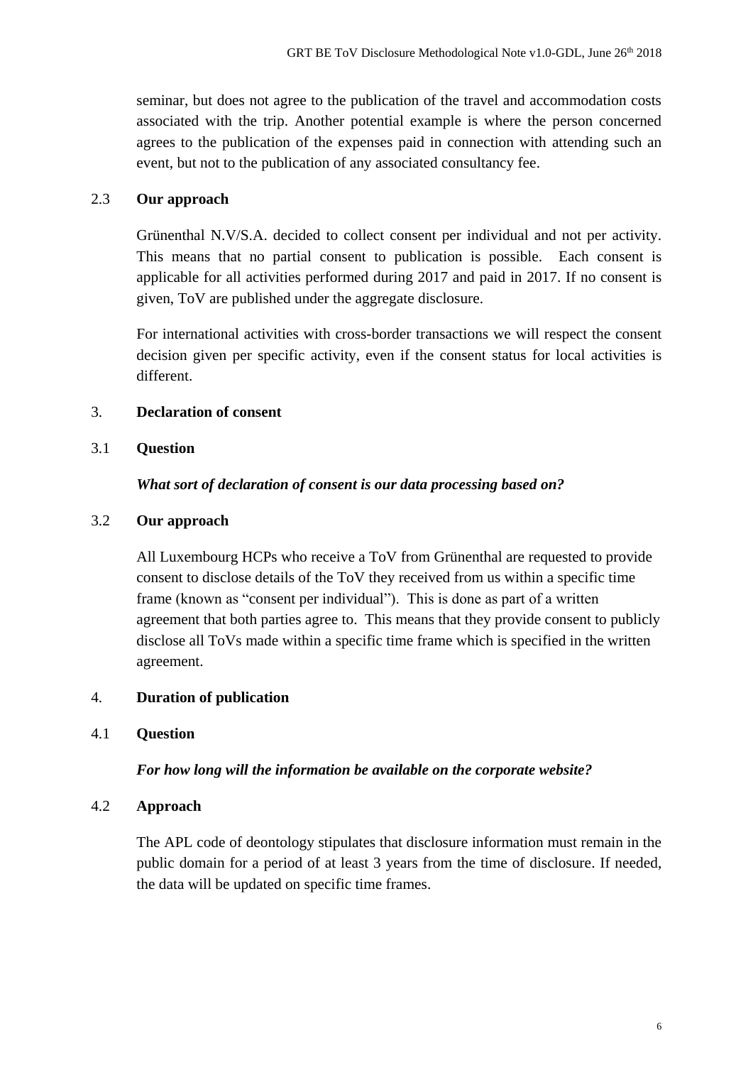seminar, but does not agree to the publication of the travel and accommodation costs associated with the trip. Another potential example is where the person concerned agrees to the publication of the expenses paid in connection with attending such an event, but not to the publication of any associated consultancy fee.

### 2.3 Our approach

Grünenthal N.V/S.A. decided to collect consent per individual and not per activity. This means that no partial consent to publication is possible. Each consent is applicable for all activities performed during 2017 and paid in 2017. If no consent is given, ToV are published under the aggregate disclosure.

For international activities with cross-border transactions we will respect the consent decision given per specific activity, even if the consent status for local activities is different.

## 3. Declaration of consent

### 3.1 Question

***What sort of declaration of consent is our data processing based on?***

### 3.2 Our approach

All Luxembourg HCPs who receive a ToV from Grünenthal are requested to provide consent to disclose details of the ToV they received from us within a specific time frame (known as "consent per individual"). This is done as part of a written agreement that both parties agree to. This means that they provide consent to publicly disclose all ToVs made within a specific time frame which is specified in the written agreement.

## 4. Duration of publication

### 4.1 Question

***For how long will the information be available on the corporate website?***

### 4.2 Approach

The APL code of deontology stipulates that disclosure information must remain in the public domain for a period of at least 3 years from the time of disclosure. If needed, the data will be updated on specific time frames.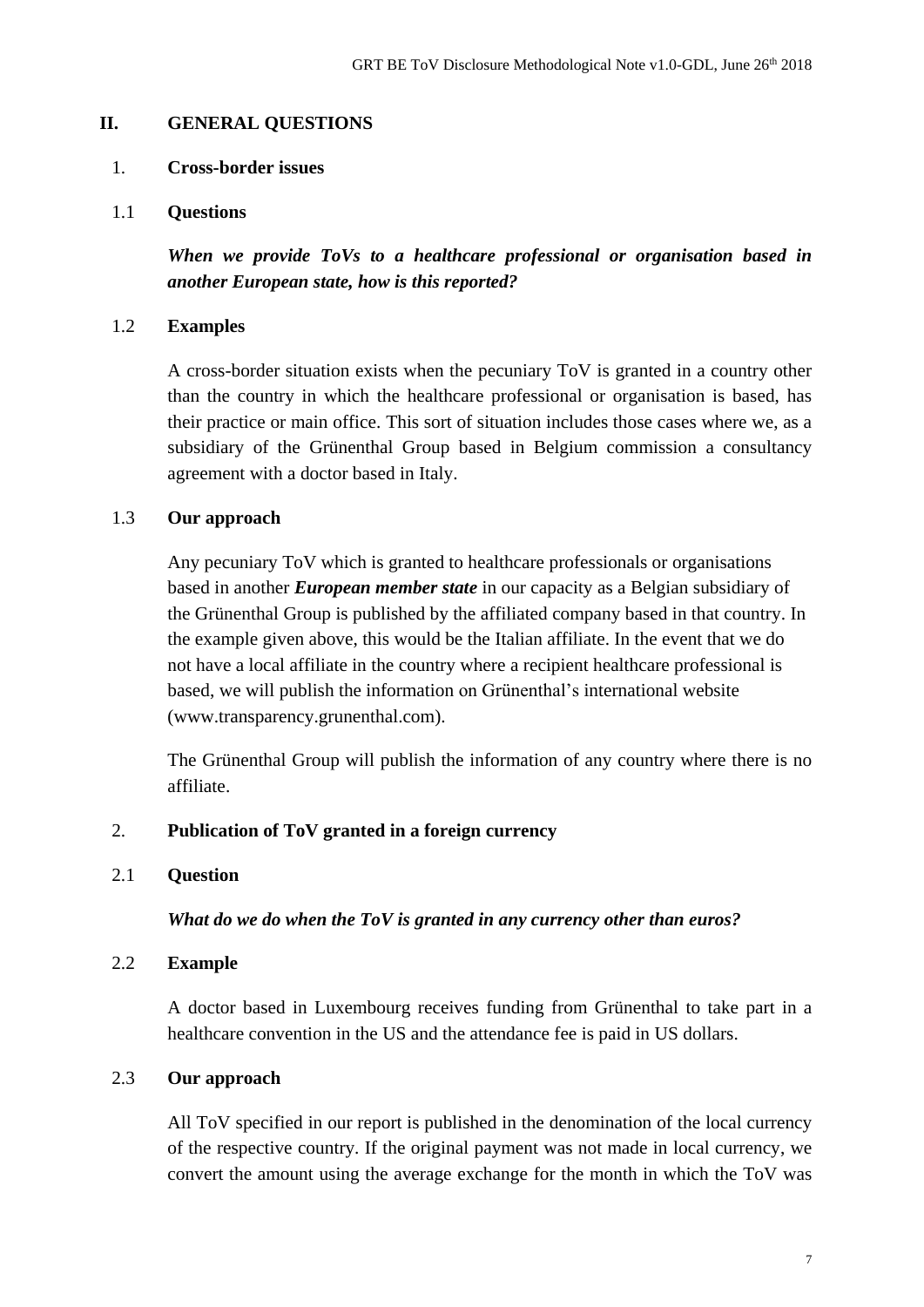## II. GENERAL QUESTIONS

### 1. Cross-border issues

#### 1.1 Questions

***When we provide ToVs to a healthcare professional or organisation based in another European state, how is this reported?***

#### 1.2 Examples

A cross-border situation exists when the pecuniary ToV is granted in a country other than the country in which the healthcare professional or organisation is based, has their practice or main office. This sort of situation includes those cases where we, as a subsidiary of the Grünenthal Group based in Belgium commission a consultancy agreement with a doctor based in Italy.

#### 1.3 Our approach

Any pecuniary ToV which is granted to healthcare professionals or organisations based in another ***European member state*** in our capacity as a Belgian subsidiary of the Grünenthal Group is published by the affiliated company based in that country. In the example given above, this would be the Italian affiliate. In the event that we do not have a local affiliate in the country where a recipient healthcare professional is based, we will publish the information on Grünenthal's international website (www.transparency.grunenthal.com).

The Grünenthal Group will publish the information of any country where there is no affiliate.

### 2. Publication of ToV granted in a foreign currency

#### 2.1 Question

***What do we do when the ToV is granted in any currency other than euros?***

#### 2.2 Example

A doctor based in Luxembourg receives funding from Grünenthal to take part in a healthcare convention in the US and the attendance fee is paid in US dollars.

#### 2.3 Our approach

All ToV specified in our report is published in the denomination of the local currency of the respective country. If the original payment was not made in local currency, we convert the amount using the average exchange for the month in which the ToV was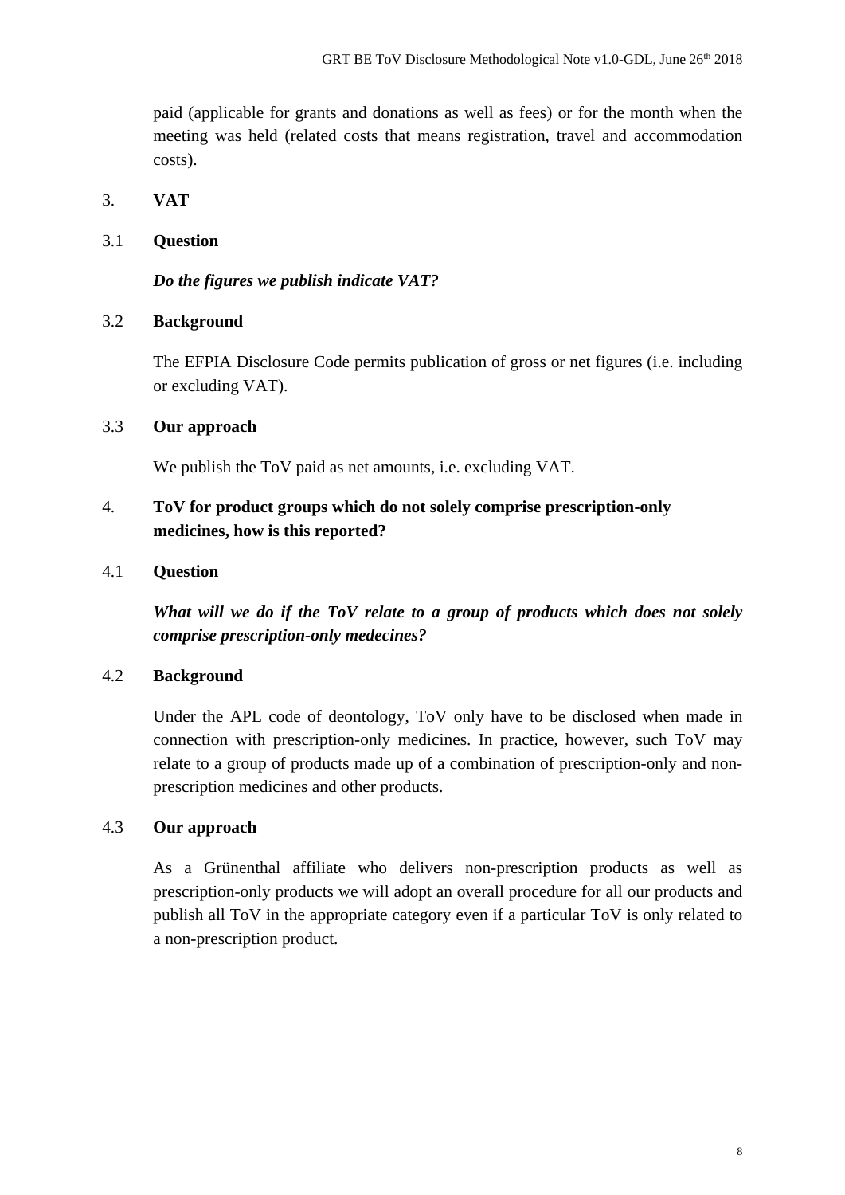paid (applicable for grants and donations as well as fees) or for the month when the meeting was held (related costs that means registration, travel and accommodation costs).

## 3. VAT

### 3.1 Question

***Do the figures we publish indicate VAT?***

### 3.2 Background

The EFPIA Disclosure Code permits publication of gross or net figures (i.e. including or excluding VAT).

### 3.3 Our approach

We publish the ToV paid as net amounts, i.e. excluding VAT.

## 4. ToV for product groups which do not solely comprise prescription-only medicines, how is this reported?

### 4.1 Question

***What will we do if the ToV relate to a group of products which does not solely comprise prescription-only medecines?***

### 4.2 Background

Under the APL code of deontology, ToV only have to be disclosed when made in connection with prescription-only medicines. In practice, however, such ToV may relate to a group of products made up of a combination of prescription-only and non-prescription medicines and other products.

### 4.3 Our approach

As a Grünenthal affiliate who delivers non-prescription products as well as prescription-only products we will adopt an overall procedure for all our products and publish all ToV in the appropriate category even if a particular ToV is only related to a non-prescription product.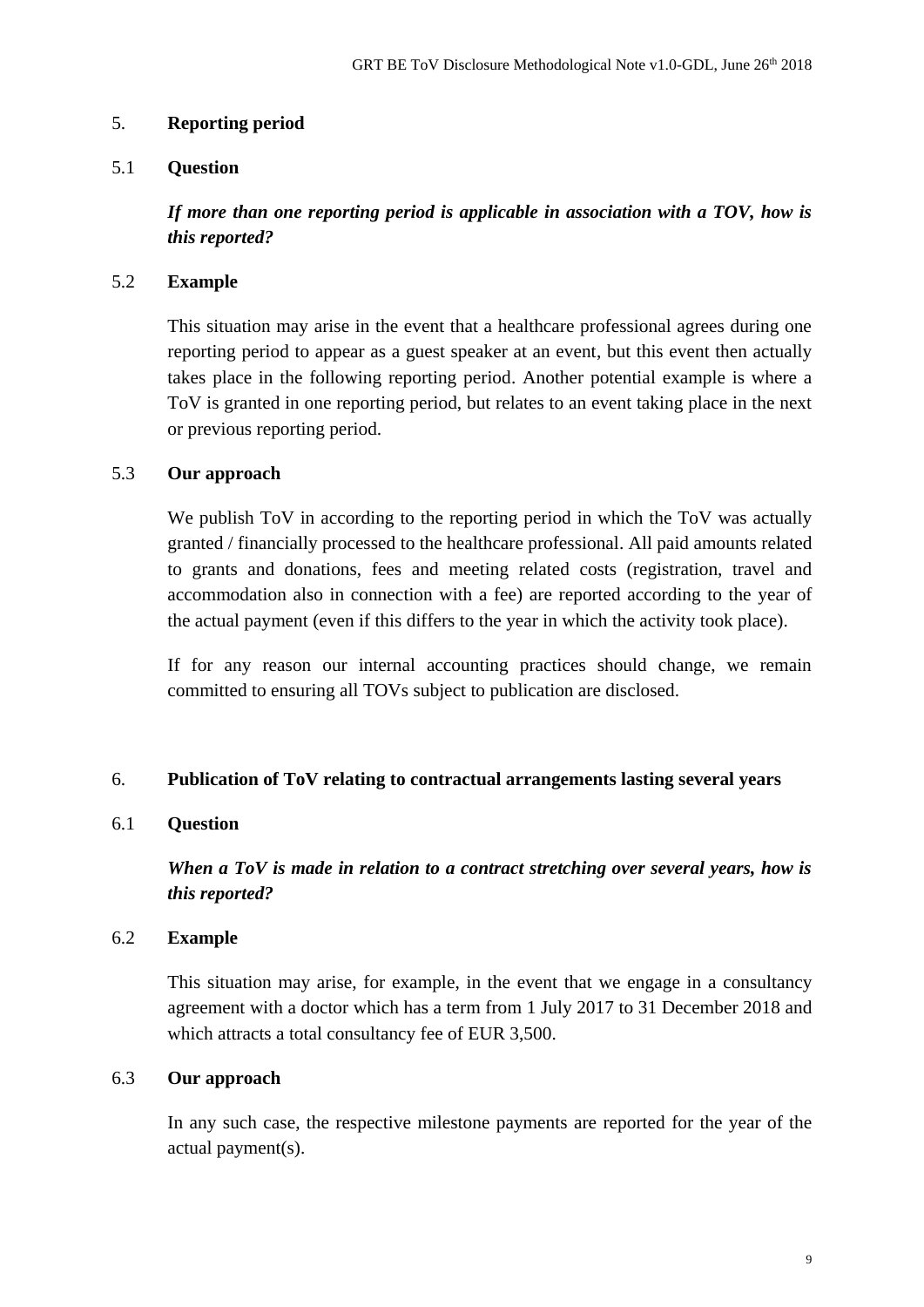## 5. Reporting period

### 5.1 Question

***If more than one reporting period is applicable in association with a TOV, how is this reported?***

### 5.2 Example

This situation may arise in the event that a healthcare professional agrees during one reporting period to appear as a guest speaker at an event, but this event then actually takes place in the following reporting period. Another potential example is where a ToV is granted in one reporting period, but relates to an event taking place in the next or previous reporting period.

### 5.3 Our approach

We publish ToV in according to the reporting period in which the ToV was actually granted / financially processed to the healthcare professional. All paid amounts related to grants and donations, fees and meeting related costs (registration, travel and accommodation also in connection with a fee) are reported according to the year of the actual payment (even if this differs to the year in which the activity took place).

If for any reason our internal accounting practices should change, we remain committed to ensuring all TOVs subject to publication are disclosed.

## 6. Publication of ToV relating to contractual arrangements lasting several years

### 6.1 Question

***When a ToV is made in relation to a contract stretching over several years, how is this reported?***

### 6.2 Example

This situation may arise, for example, in the event that we engage in a consultancy agreement with a doctor which has a term from 1 July 2017 to 31 December 2018 and which attracts a total consultancy fee of EUR 3,500.

### 6.3 Our approach

In any such case, the respective milestone payments are reported for the year of the actual payment(s).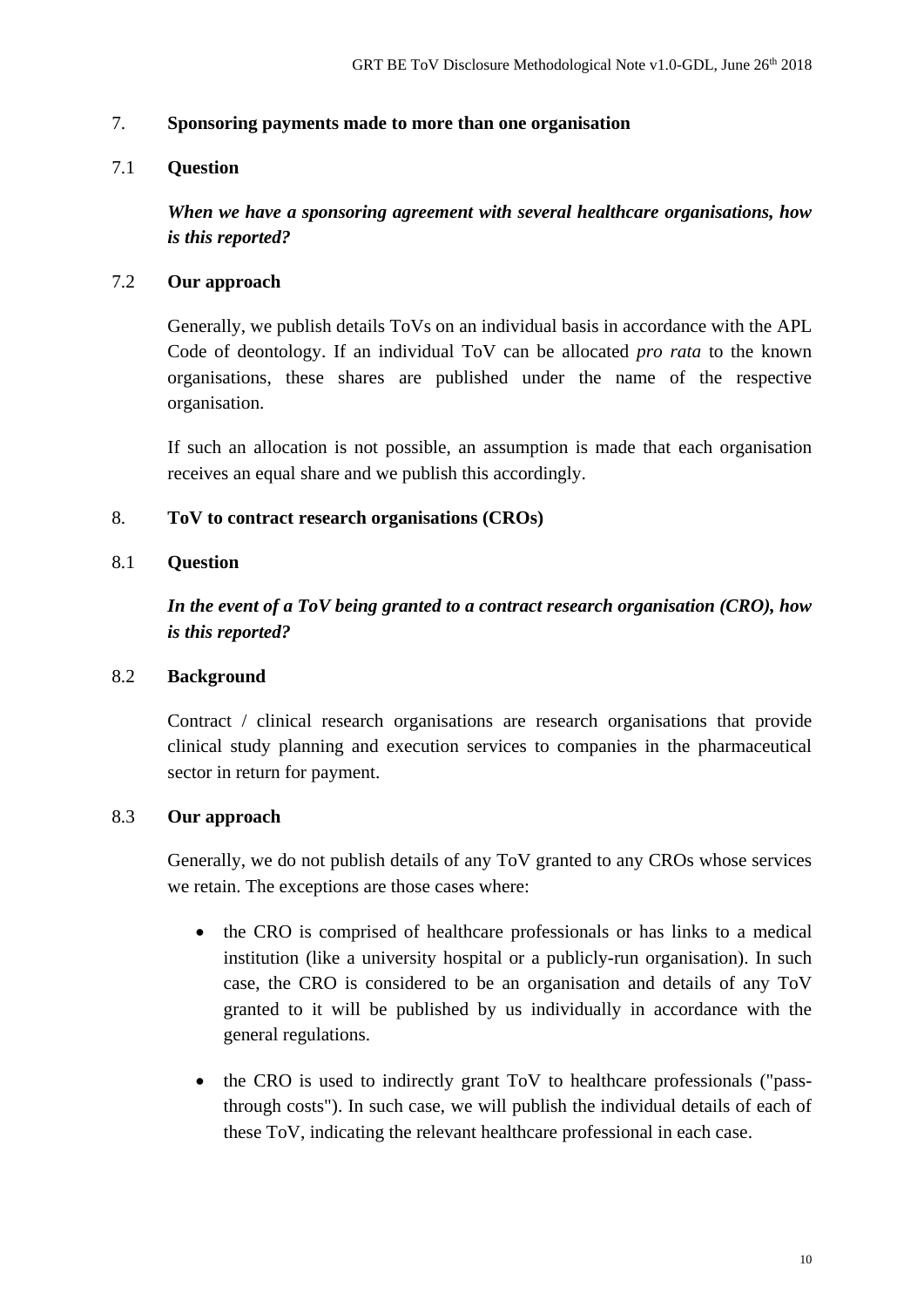## 7. Sponsoring payments made to more than one organisation

### 7.1 Question

***When we have a sponsoring agreement with several healthcare organisations, how is this reported?***

### 7.2 Our approach

Generally, we publish details ToVs on an individual basis in accordance with the APL Code of deontology. If an individual ToV can be allocated *pro rata* to the known organisations, these shares are published under the name of the respective organisation.

If such an allocation is not possible, an assumption is made that each organisation receives an equal share and we publish this accordingly.

## 8. ToV to contract research organisations (CROs)

### 8.1 Question

***In the event of a ToV being granted to a contract research organisation (CRO), how is this reported?***

### 8.2 Background

Contract / clinical research organisations are research organisations that provide clinical study planning and execution services to companies in the pharmaceutical sector in return for payment.

### 8.3 Our approach

Generally, we do not publish details of any ToV granted to any CROs whose services we retain. The exceptions are those cases where:

- the CRO is comprised of healthcare professionals or has links to a medical institution (like a university hospital or a publicly-run organisation). In such case, the CRO is considered to be an organisation and details of any ToV granted to it will be published by us individually in accordance with the general regulations.
- the CRO is used to indirectly grant ToV to healthcare professionals ("pass-through costs"). In such case, we will publish the individual details of each of these ToV, indicating the relevant healthcare professional in each case.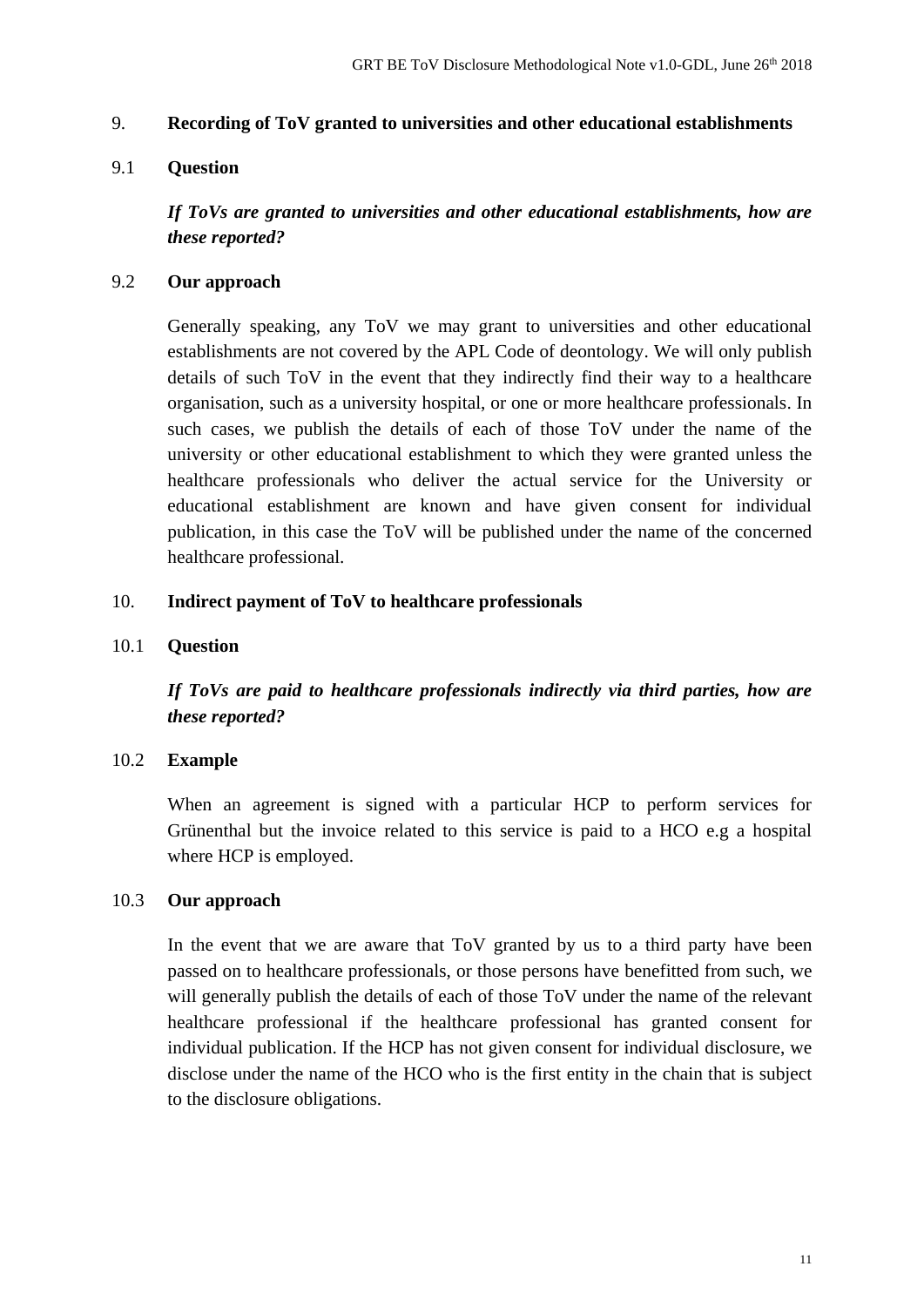## 9. Recording of ToV granted to universities and other educational establishments

### 9.1 Question

***If ToVs are granted to universities and other educational establishments, how are these reported?***

### 9.2 Our approach

Generally speaking, any ToV we may grant to universities and other educational establishments are not covered by the APL Code of deontology. We will only publish details of such ToV in the event that they indirectly find their way to a healthcare organisation, such as a university hospital, or one or more healthcare professionals. In such cases, we publish the details of each of those ToV under the name of the university or other educational establishment to which they were granted unless the healthcare professionals who deliver the actual service for the University or educational establishment are known and have given consent for individual publication, in this case the ToV will be published under the name of the concerned healthcare professional.

## 10. Indirect payment of ToV to healthcare professionals

### 10.1 Question

***If ToVs are paid to healthcare professionals indirectly via third parties, how are these reported?***

### 10.2 Example

When an agreement is signed with a particular HCP to perform services for Grünenthal but the invoice related to this service is paid to a HCO e.g a hospital where HCP is employed.

### 10.3 Our approach

In the event that we are aware that ToV granted by us to a third party have been passed on to healthcare professionals, or those persons have benefitted from such, we will generally publish the details of each of those ToV under the name of the relevant healthcare professional if the healthcare professional has granted consent for individual publication. If the HCP has not given consent for individual disclosure, we disclose under the name of the HCO who is the first entity in the chain that is subject to the disclosure obligations.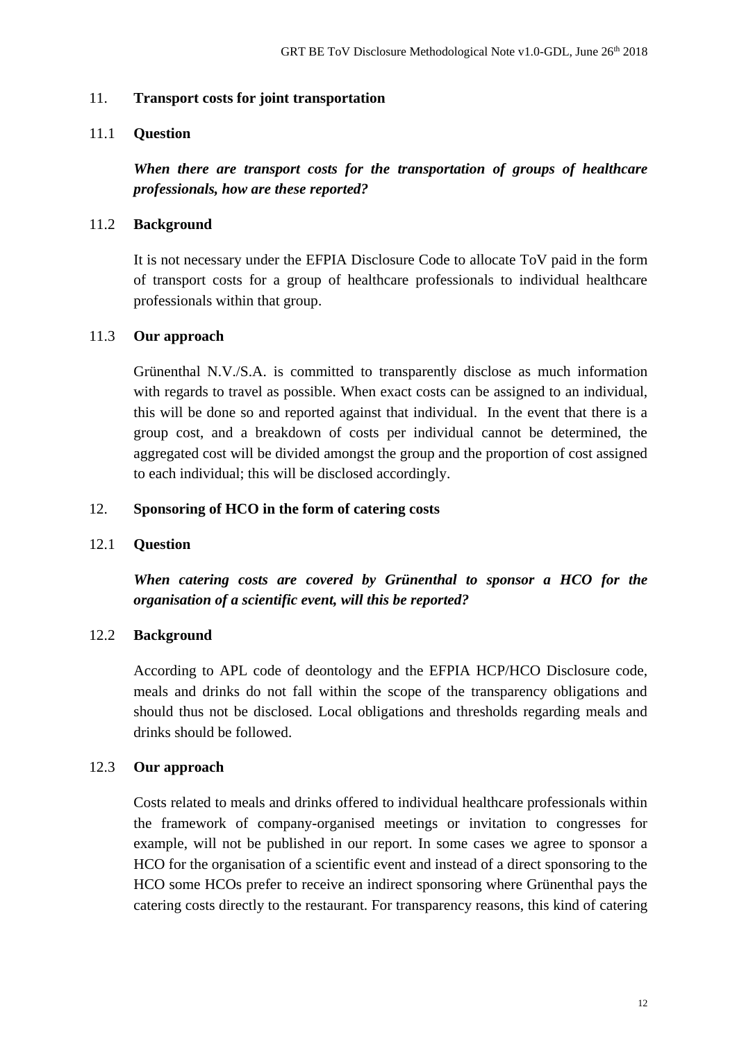## 11. Transport costs for joint transportation

### 11.1 Question

***When there are transport costs for the transportation of groups of healthcare professionals, how are these reported?***

### 11.2 Background

It is not necessary under the EFPIA Disclosure Code to allocate ToV paid in the form of transport costs for a group of healthcare professionals to individual healthcare professionals within that group.

### 11.3 Our approach

Grünenthal N.V./S.A. is committed to transparently disclose as much information with regards to travel as possible. When exact costs can be assigned to an individual, this will be done so and reported against that individual. In the event that there is a group cost, and a breakdown of costs per individual cannot be determined, the aggregated cost will be divided amongst the group and the proportion of cost assigned to each individual; this will be disclosed accordingly.

## 12. Sponsoring of HCO in the form of catering costs

### 12.1 Question

***When catering costs are covered by Grünenthal to sponsor a HCO for the organisation of a scientific event, will this be reported?***

### 12.2 Background

According to APL code of deontology and the EFPIA HCP/HCO Disclosure code, meals and drinks do not fall within the scope of the transparency obligations and should thus not be disclosed. Local obligations and thresholds regarding meals and drinks should be followed.

### 12.3 Our approach

Costs related to meals and drinks offered to individual healthcare professionals within the framework of company-organised meetings or invitation to congresses for example, will not be published in our report. In some cases we agree to sponsor a HCO for the organisation of a scientific event and instead of a direct sponsoring to the HCO some HCOs prefer to receive an indirect sponsoring where Grünenthal pays the catering costs directly to the restaurant. For transparency reasons, this kind of catering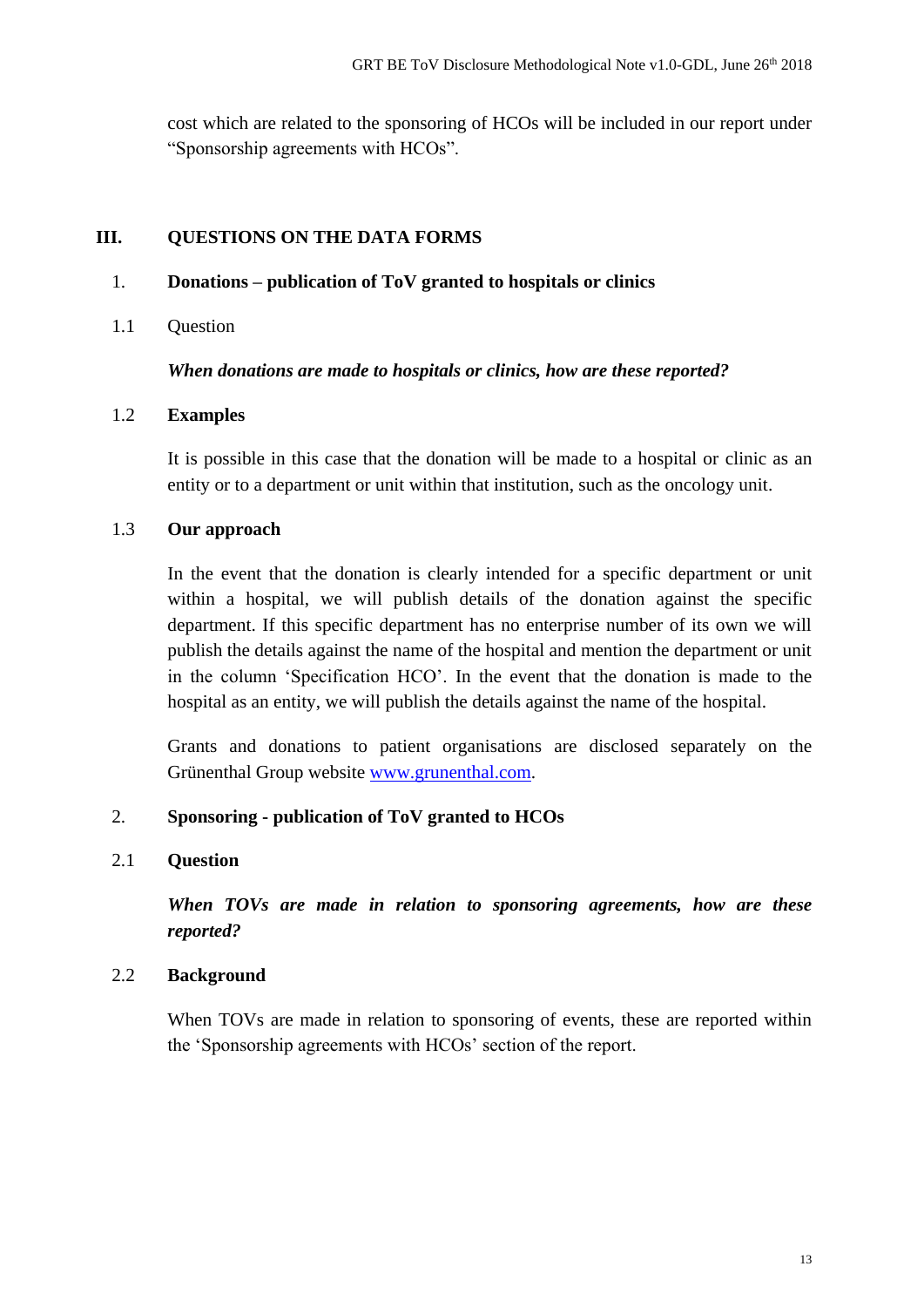cost which are related to the sponsoring of HCOs will be included in our report under "Sponsorship agreements with HCOs".

## III. QUESTIONS ON THE DATA FORMS

### 1. Donations – publication of ToV granted to hospitals or clinics

1.1 Question

***When donations are made to hospitals or clinics, how are these reported?***

**1.2 Examples**

It is possible in this case that the donation will be made to a hospital or clinic as an entity or to a department or unit within that institution, such as the oncology unit.

**1.3 Our approach**

In the event that the donation is clearly intended for a specific department or unit within a hospital, we will publish details of the donation against the specific department. If this specific department has no enterprise number of its own we will publish the details against the name of the hospital and mention the department or unit in the column 'Specification HCO'. In the event that the donation is made to the hospital as an entity, we will publish the details against the name of the hospital.

Grants and donations to patient organisations are disclosed separately on the Grünenthal Group website [www.grunenthal.com](www.grunenthal.com).

### 2. Sponsoring - publication of ToV granted to HCOs

**2.1 Question**

***When TOVs are made in relation to sponsoring agreements, how are these reported?***

**2.2 Background**

When TOVs are made in relation to sponsoring of events, these are reported within the 'Sponsorship agreements with HCOs' section of the report.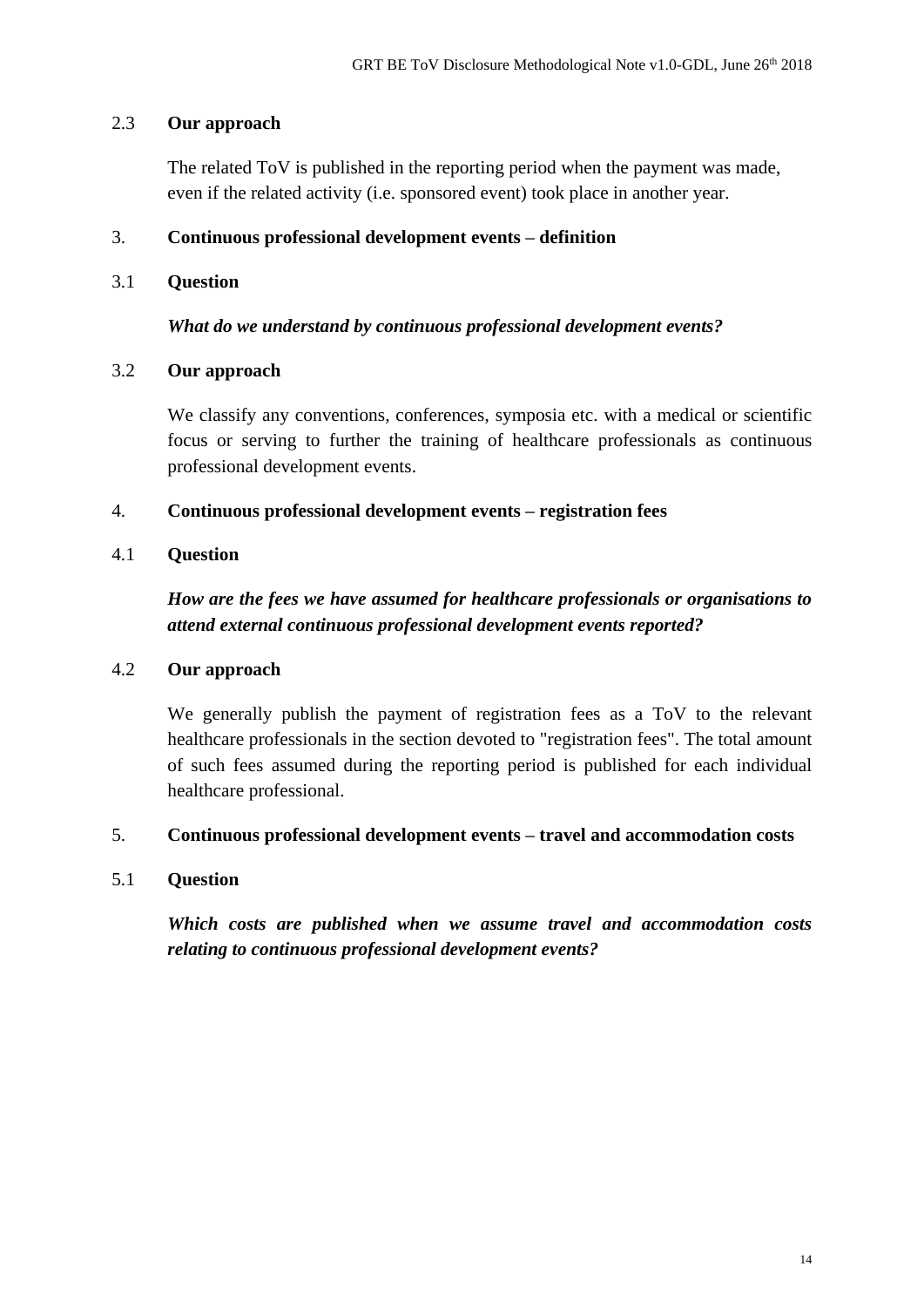### 2.3 Our approach

The related ToV is published in the reporting period when the payment was made, even if the related activity (i.e. sponsored event) took place in another year.

## 3. Continuous professional development events – definition

### 3.1 Question

***What do we understand by continuous professional development events?***

### 3.2 Our approach

We classify any conventions, conferences, symposia etc. with a medical or scientific focus or serving to further the training of healthcare professionals as continuous professional development events.

## 4. Continuous professional development events – registration fees

### 4.1 Question

***How are the fees we have assumed for healthcare professionals or organisations to attend external continuous professional development events reported?***

### 4.2 Our approach

We generally publish the payment of registration fees as a ToV to the relevant healthcare professionals in the section devoted to "registration fees". The total amount of such fees assumed during the reporting period is published for each individual healthcare professional.

## 5. Continuous professional development events – travel and accommodation costs

### 5.1 Question

***Which costs are published when we assume travel and accommodation costs relating to continuous professional development events?***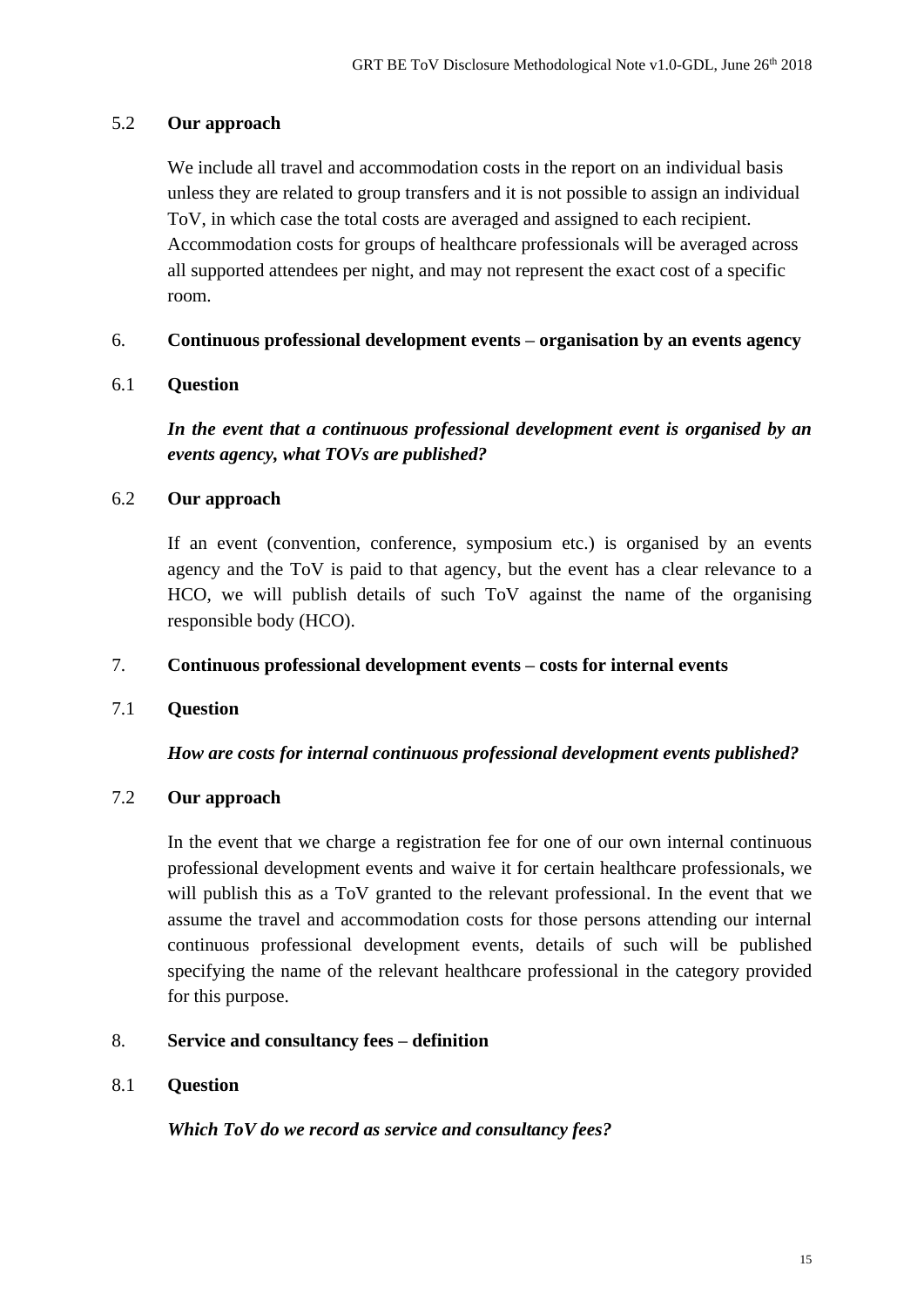### 5.2 **Our approach**

We include all travel and accommodation costs in the report on an individual basis unless they are related to group transfers and it is not possible to assign an individual ToV, in which case the total costs are averaged and assigned to each recipient. Accommodation costs for groups of healthcare professionals will be averaged across all supported attendees per night, and may not represent the exact cost of a specific room.

## 6. **Continuous professional development events – organisation by an events agency**

### 6.1 **Question**

***In the event that a continuous professional development event is organised by an events agency, what TOVs are published?***

### 6.2 **Our approach**

If an event (convention, conference, symposium etc.) is organised by an events agency and the ToV is paid to that agency, but the event has a clear relevance to a HCO, we will publish details of such ToV against the name of the organising responsible body (HCO).

## 7. **Continuous professional development events – costs for internal events**

### 7.1 **Question**

***How are costs for internal continuous professional development events published?***

### 7.2 **Our approach**

In the event that we charge a registration fee for one of our own internal continuous professional development events and waive it for certain healthcare professionals, we will publish this as a ToV granted to the relevant professional. In the event that we assume the travel and accommodation costs for those persons attending our internal continuous professional development events, details of such will be published specifying the name of the relevant healthcare professional in the category provided for this purpose.

## 8. **Service and consultancy fees – definition**

### 8.1 **Question**

***Which ToV do we record as service and consultancy fees?***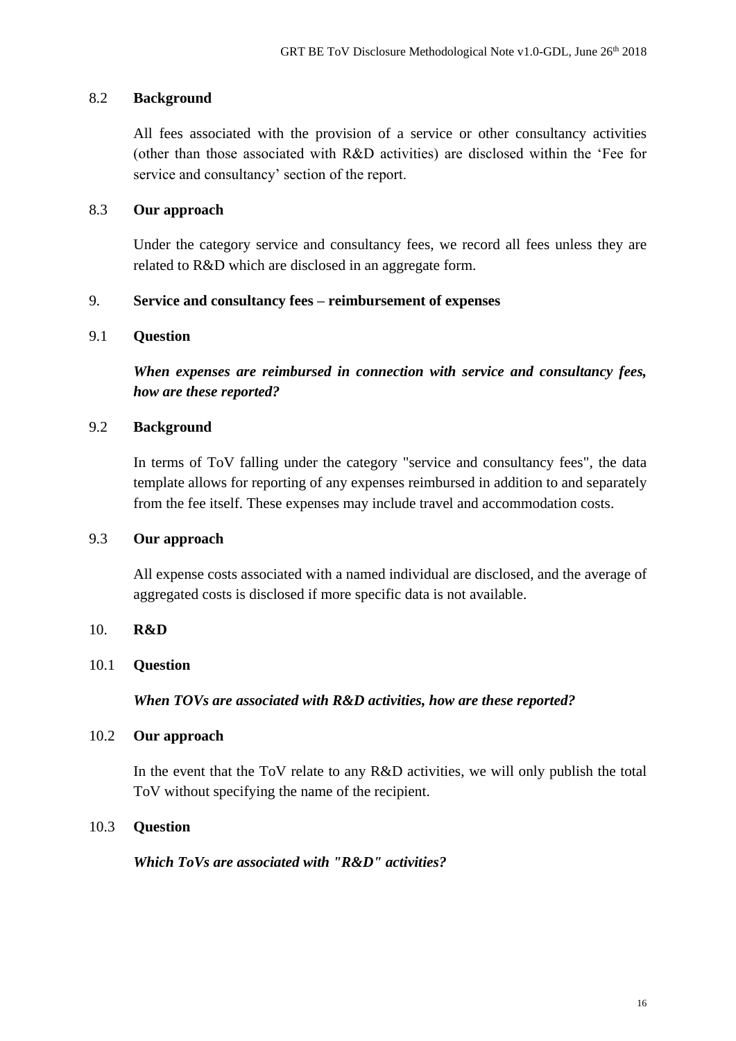### 8.2 Background

All fees associated with the provision of a service or other consultancy activities (other than those associated with R&D activities) are disclosed within the 'Fee for service and consultancy' section of the report.

### 8.3 Our approach

Under the category service and consultancy fees, we record all fees unless they are related to R&D which are disclosed in an aggregate form.

## 9. Service and consultancy fees – reimbursement of expenses

### 9.1 Question

***When expenses are reimbursed in connection with service and consultancy fees, how are these reported?***

### 9.2 Background

In terms of ToV falling under the category "service and consultancy fees", the data template allows for reporting of any expenses reimbursed in addition to and separately from the fee itself. These expenses may include travel and accommodation costs.

### 9.3 Our approach

All expense costs associated with a named individual are disclosed, and the average of aggregated costs is disclosed if more specific data is not available.

## 10. R&D

### 10.1 Question

***When TOVs are associated with R&D activities, how are these reported?***

### 10.2 Our approach

In the event that the ToV relate to any R&D activities, we will only publish the total ToV without specifying the name of the recipient.

### 10.3 Question

***Which ToVs are associated with "R&D" activities?***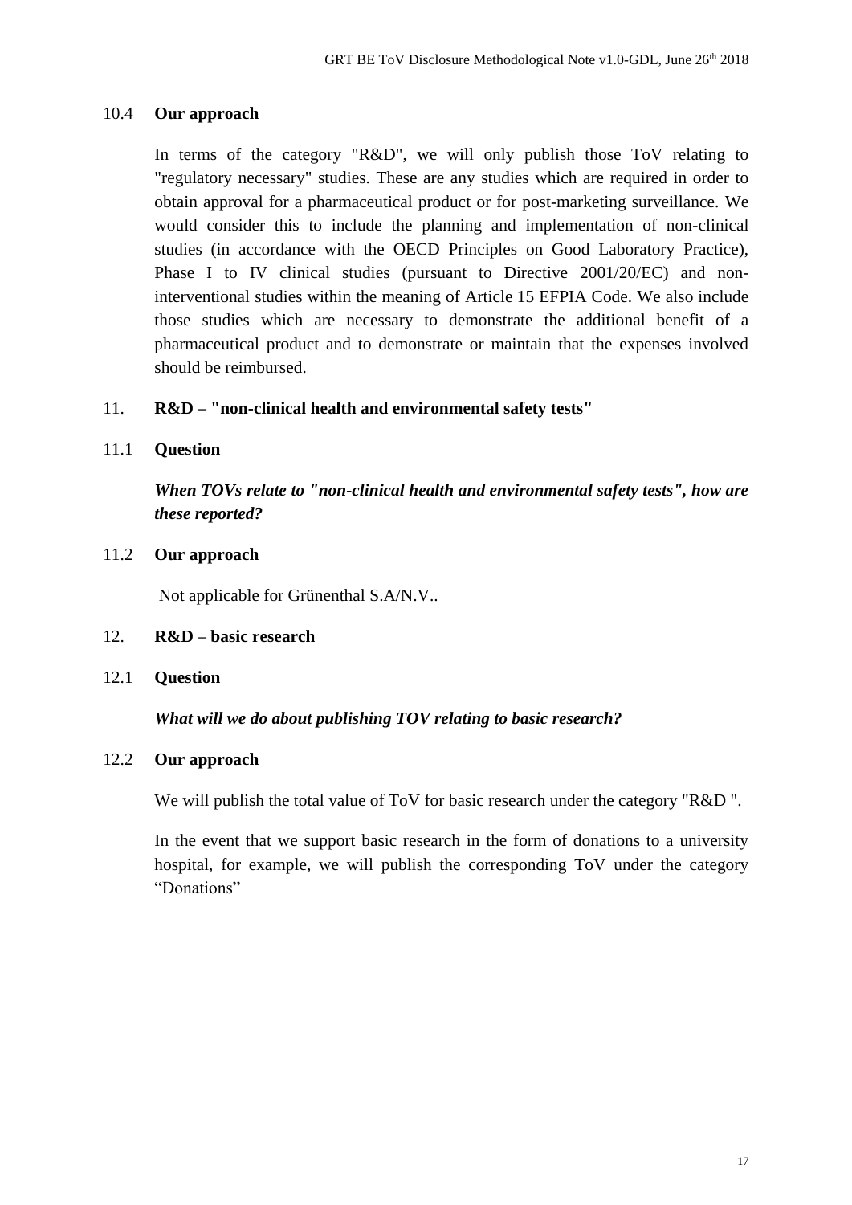### 10.4 Our approach

In terms of the category "R&D", we will only publish those ToV relating to "regulatory necessary" studies. These are any studies which are required in order to obtain approval for a pharmaceutical product or for post-marketing surveillance. We would consider this to include the planning and implementation of non-clinical studies (in accordance with the OECD Principles on Good Laboratory Practice), Phase I to IV clinical studies (pursuant to Directive 2001/20/EC) and non-interventional studies within the meaning of Article 15 EFPIA Code. We also include those studies which are necessary to demonstrate the additional benefit of a pharmaceutical product and to demonstrate or maintain that the expenses involved should be reimbursed.

## 11. R&D – "non-clinical health and environmental safety tests"

### 11.1 Question

***When TOVs relate to "non-clinical health and environmental safety tests", how are these reported?***

### 11.2 Our approach

Not applicable for Grünenthal S.A/N.V..

## 12. R&D – basic research

### 12.1 Question

***What will we do about publishing TOV relating to basic research?***

### 12.2 Our approach

We will publish the total value of ToV for basic research under the category "R&D ".

In the event that we support basic research in the form of donations to a university hospital, for example, we will publish the corresponding ToV under the category "Donations"